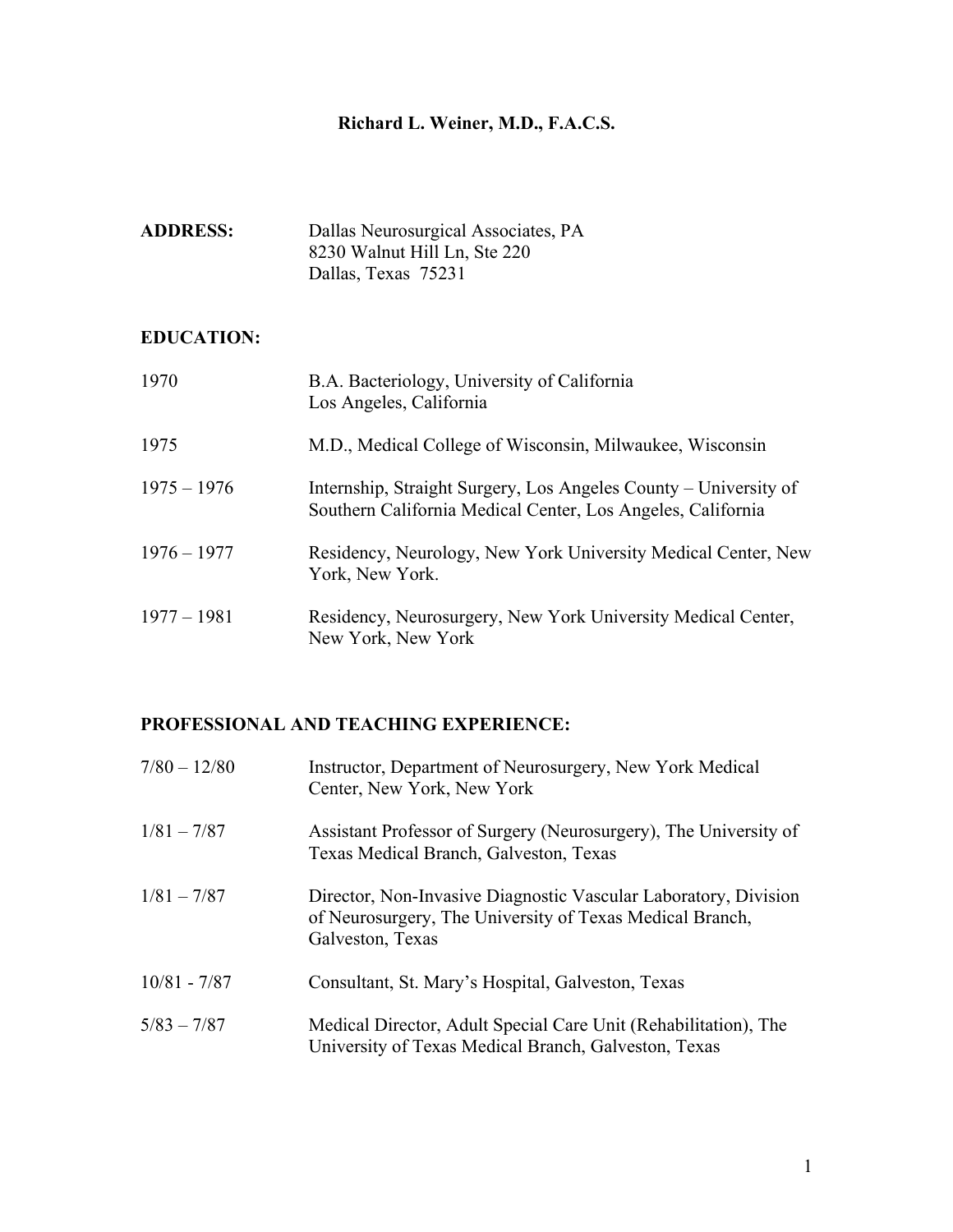# Richard L. Weiner, M.D., F.A.C.S.

**ADDRESS:** Dallas Neurosurgical Associates, PA
8230 Walnut Hill Ln, Ste 220
Dallas, Texas 75231

## EDUCATION:

| | |
|---|---|
| 1970 | B.A. Bacteriology, University of California Los Angeles, California |
| 1975 | M.D., Medical College of Wisconsin, Milwaukee, Wisconsin |
| 1975 – 1976 | Internship, Straight Surgery, Los Angeles County – University of Southern California Medical Center, Los Angeles, California |
| 1976 – 1977 | Residency, Neurology, New York University Medical Center, New York, New York. |
| 1977 – 1981 | Residency, Neurosurgery, New York University Medical Center, New York, New York |

## PROFESSIONAL AND TEACHING EXPERIENCE:

| | |
|---|---|
| 7/80 – 12/80 | Instructor, Department of Neurosurgery, New York Medical Center, New York, New York |
| 1/81 – 7/87 | Assistant Professor of Surgery (Neurosurgery), The University of Texas Medical Branch, Galveston, Texas |
| 1/81 – 7/87 | Director, Non-Invasive Diagnostic Vascular Laboratory, Division of Neurosurgery, The University of Texas Medical Branch, Galveston, Texas |
| 10/81 - 7/87 | Consultant, St. Mary's Hospital, Galveston, Texas |
| 5/83 – 7/87 | Medical Director, Adult Special Care Unit (Rehabilitation), The University of Texas Medical Branch, Galveston, Texas |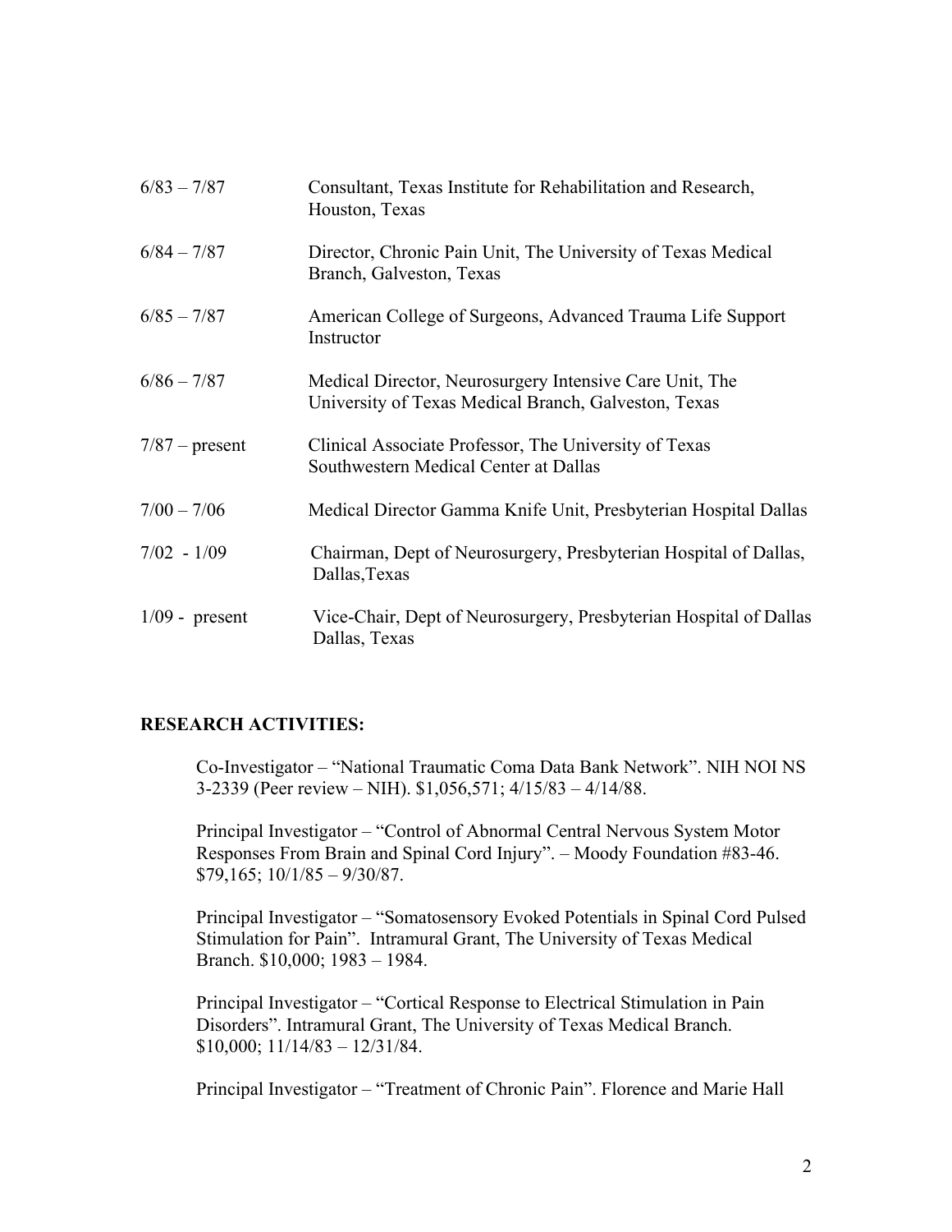| | |
|---|---|
| 6/83 – 7/87 | Consultant, Texas Institute for Rehabilitation and Research, Houston, Texas |
| 6/84 – 7/87 | Director, Chronic Pain Unit, The University of Texas Medical Branch, Galveston, Texas |
| 6/85 – 7/87 | American College of Surgeons, Advanced Trauma Life Support Instructor |
| 6/86 – 7/87 | Medical Director, Neurosurgery Intensive Care Unit, The University of Texas Medical Branch, Galveston, Texas |
| 7/87 – present | Clinical Associate Professor, The University of Texas Southwestern Medical Center at Dallas |
| 7/00 – 7/06 | Medical Director Gamma Knife Unit, Presbyterian Hospital Dallas |
| 7/02 - 1/09 | Chairman, Dept of Neurosurgery, Presbyterian Hospital of Dallas, Dallas,Texas |
| 1/09 - present | Vice-Chair, Dept of Neurosurgery, Presbyterian Hospital of Dallas Dallas, Texas |

**RESEARCH ACTIVITIES:**

Co-Investigator – "National Traumatic Coma Data Bank Network". NIH NOI NS 3-2339 (Peer review – NIH). $1,056,571; 4/15/83 – 4/14/88.

Principal Investigator – "Control of Abnormal Central Nervous System Motor Responses From Brain and Spinal Cord Injury". – Moody Foundation #83-46. $79,165; 10/1/85 – 9/30/87.

Principal Investigator – "Somatosensory Evoked Potentials in Spinal Cord Pulsed Stimulation for Pain". Intramural Grant, The University of Texas Medical Branch. $10,000; 1983 – 1984.

Principal Investigator – "Cortical Response to Electrical Stimulation in Pain Disorders". Intramural Grant, The University of Texas Medical Branch. $10,000; 11/14/83 – 12/31/84.

Principal Investigator – "Treatment of Chronic Pain". Florence and Marie Hall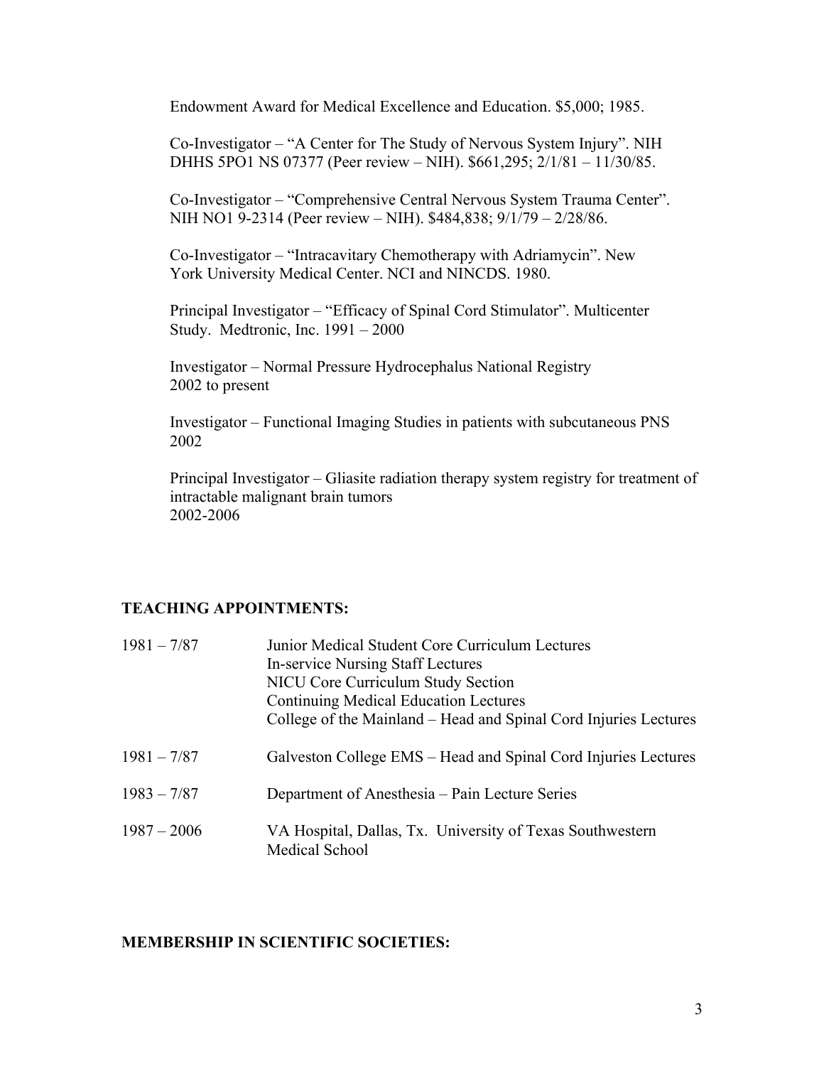Endowment Award for Medical Excellence and Education. $5,000; 1985.

Co-Investigator – "A Center for The Study of Nervous System Injury". NIH DHHS 5PO1 NS 07377 (Peer review – NIH). $661,295; 2/1/81 – 11/30/85.

Co-Investigator – "Comprehensive Central Nervous System Trauma Center". NIH NO1 9-2314 (Peer review – NIH). $484,838; 9/1/79 – 2/28/86.

Co-Investigator – "Intracavitary Chemotherapy with Adriamycin". New York University Medical Center. NCI and NINCDS. 1980.

Principal Investigator – "Efficacy of Spinal Cord Stimulator". Multicenter Study. Medtronic, Inc. 1991 – 2000

Investigator – Normal Pressure Hydrocephalus National Registry
2002 to present

Investigator – Functional Imaging Studies in patients with subcutaneous PNS
2002

Principal Investigator – Gliasite radiation therapy system registry for treatment of intractable malignant brain tumors
2002-2006

## TEACHING APPOINTMENTS:

| | |
|---|---|
| 1981 – 7/87 | Junior Medical Student Core Curriculum Lectures<br>In-service Nursing Staff Lectures<br>NICU Core Curriculum Study Section<br>Continuing Medical Education Lectures<br>College of the Mainland – Head and Spinal Cord Injuries Lectures |
| 1981 – 7/87 | Galveston College EMS – Head and Spinal Cord Injuries Lectures |
| 1983 – 7/87 | Department of Anesthesia – Pain Lecture Series |
| 1987 – 2006 | VA Hospital, Dallas, Tx. University of Texas Southwestern Medical School |

## MEMBERSHIP IN SCIENTIFIC SOCIETIES: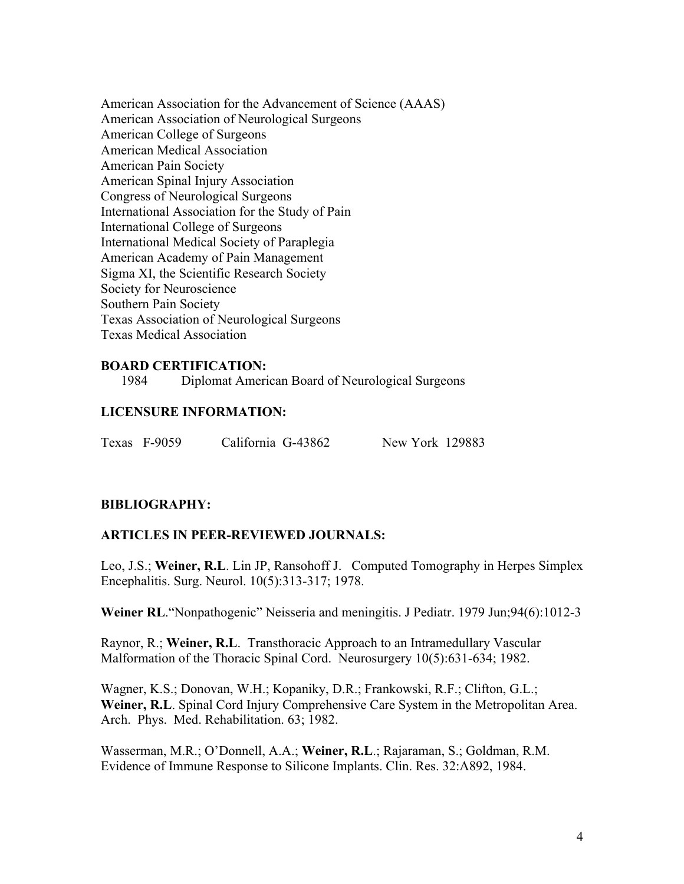American Association for the Advancement of Science (AAAS)
American Association of Neurological Surgeons
American College of Surgeons
American Medical Association
American Pain Society
American Spinal Injury Association
Congress of Neurological Surgeons
International Association for the Study of Pain
International College of Surgeons
International Medical Society of Paraplegia
American Academy of Pain Management
Sigma XI, the Scientific Research Society
Society for Neuroscience
Southern Pain Society
Texas Association of Neurological Surgeons
Texas Medical Association

**BOARD CERTIFICATION:**

1984 Diplomat American Board of Neurological Surgeons

**LICENSURE INFORMATION:**

Texas F-9059 California G-43862 New York 129883

**BIBLIOGRAPHY:**

**ARTICLES IN PEER-REVIEWED JOURNALS:**

Leo, J.S.; **Weiner, R.L**. Lin JP, Ransohoff J. Computed Tomography in Herpes Simplex Encephalitis. Surg. Neurol. 10(5):313-317; 1978.

**Weiner RL**."Nonpathogenic" Neisseria and meningitis. J Pediatr. 1979 Jun;94(6):1012-3

Raynor, R.; **Weiner, R.L**. Transthoracic Approach to an Intramedullary Vascular Malformation of the Thoracic Spinal Cord. Neurosurgery 10(5):631-634; 1982.

Wagner, K.S.; Donovan, W.H.; Kopaniky, D.R.; Frankowski, R.F.; Clifton, G.L.; **Weiner, R.L**. Spinal Cord Injury Comprehensive Care System in the Metropolitan Area. Arch. Phys. Med. Rehabilitation. 63; 1982.

Wasserman, M.R.; O'Donnell, A.A.; **Weiner, R.L**.; Rajaraman, S.; Goldman, R.M. Evidence of Immune Response to Silicone Implants. Clin. Res. 32:A892, 1984.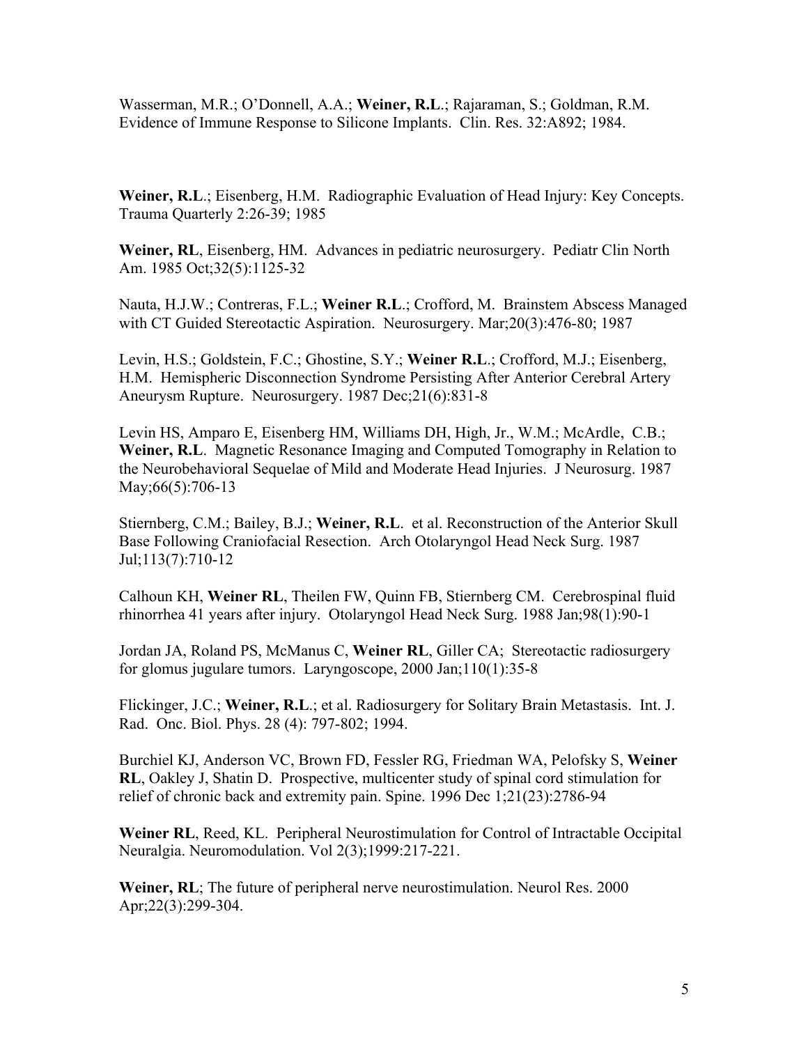Wasserman, M.R.; O'Donnell, A.A.; **Weiner, R.L**.; Rajaraman, S.; Goldman, R.M. Evidence of Immune Response to Silicone Implants. Clin. Res. 32:A892; 1984.

**Weiner, R.L**.; Eisenberg, H.M. Radiographic Evaluation of Head Injury: Key Concepts. Trauma Quarterly 2:26-39; 1985

**Weiner, RL**, Eisenberg, HM. Advances in pediatric neurosurgery. Pediatr Clin North Am. 1985 Oct;32(5):1125-32

Nauta, H.J.W.; Contreras, F.L.; **Weiner R.L**.; Crofford, M. Brainstem Abscess Managed with CT Guided Stereotactic Aspiration. Neurosurgery. Mar;20(3):476-80; 1987

Levin, H.S.; Goldstein, F.C.; Ghostine, S.Y.; **Weiner R.L**.; Crofford, M.J.; Eisenberg, H.M. Hemispheric Disconnection Syndrome Persisting After Anterior Cerebral Artery Aneurysm Rupture. Neurosurgery. 1987 Dec;21(6):831-8

Levin HS, Amparo E, Eisenberg HM, Williams DH, High, Jr., W.M.; McArdle, C.B.; **Weiner, R.L**. Magnetic Resonance Imaging and Computed Tomography in Relation to the Neurobehavioral Sequelae of Mild and Moderate Head Injuries. J Neurosurg. 1987 May;66(5):706-13

Stiernberg, C.M.; Bailey, B.J.; **Weiner, R.L**. et al. Reconstruction of the Anterior Skull Base Following Craniofacial Resection. Arch Otolaryngol Head Neck Surg. 1987 Jul;113(7):710-12

Calhoun KH, **Weiner RL**, Theilen FW, Quinn FB, Stiernberg CM. Cerebrospinal fluid rhinorrhea 41 years after injury. Otolaryngol Head Neck Surg. 1988 Jan;98(1):90-1

Jordan JA, Roland PS, McManus C, **Weiner RL**, Giller CA; Stereotactic radiosurgery for glomus jugulare tumors. Laryngoscope, 2000 Jan;110(1):35-8

Flickinger, J.C.; **Weiner, R.L**.; et al. Radiosurgery for Solitary Brain Metastasis. Int. J. Rad. Onc. Biol. Phys. 28 (4): 797-802; 1994.

Burchiel KJ, Anderson VC, Brown FD, Fessler RG, Friedman WA, Pelofsky S, **Weiner RL**, Oakley J, Shatin D. Prospective, multicenter study of spinal cord stimulation for relief of chronic back and extremity pain. Spine. 1996 Dec 1;21(23):2786-94

**Weiner RL**, Reed, KL. Peripheral Neurostimulation for Control of Intractable Occipital Neuralgia. Neuromodulation. Vol 2(3);1999:217-221.

**Weiner, RL**; The future of peripheral nerve neurostimulation. Neurol Res. 2000 Apr;22(3):299-304.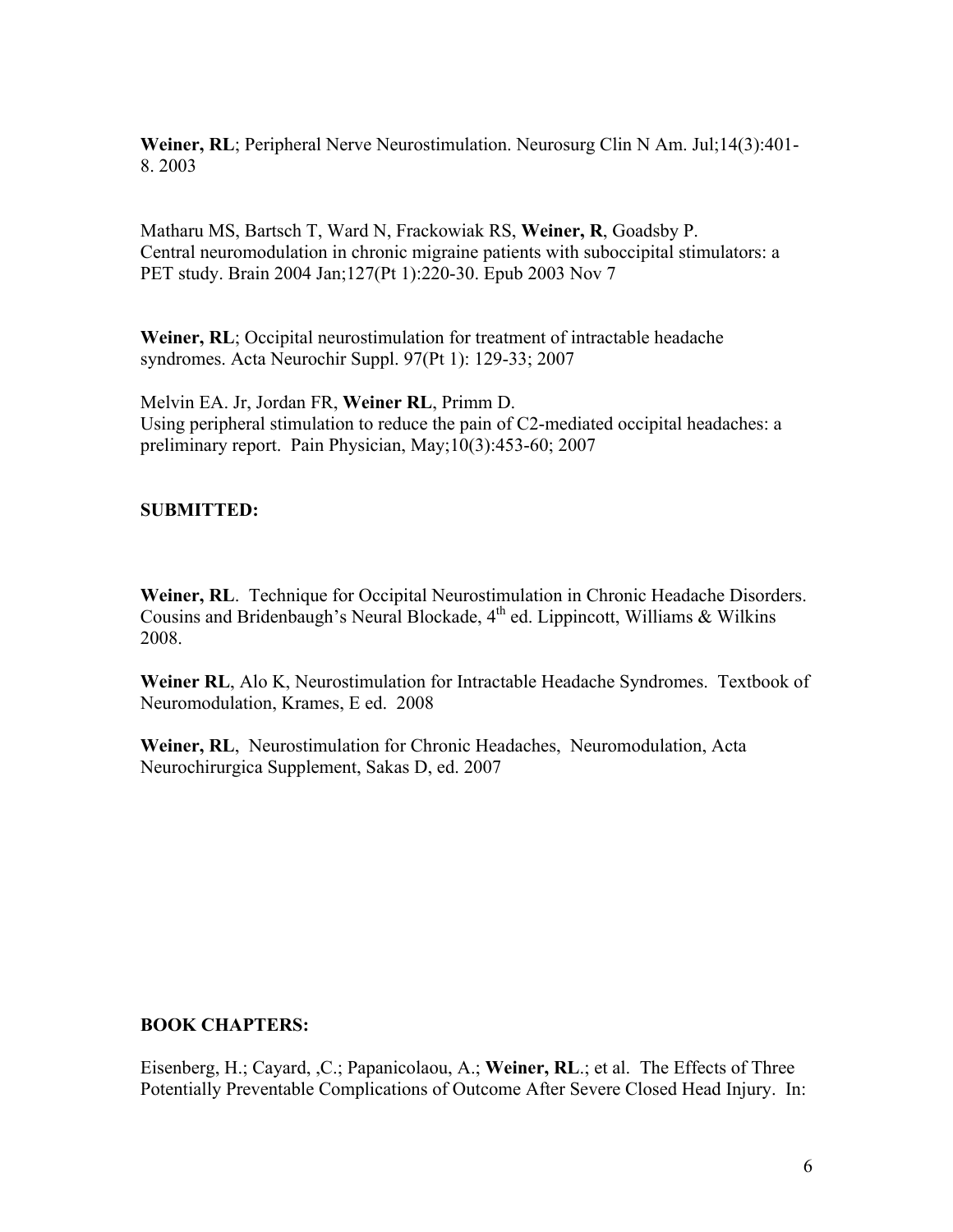**Weiner, RL**; Peripheral Nerve Neurostimulation. Neurosurg Clin N Am. Jul;14(3):401-8. 2003

Matharu MS, Bartsch T, Ward N, Frackowiak RS, **Weiner, R**, Goadsby P.
Central neuromodulation in chronic migraine patients with suboccipital stimulators: a PET study. Brain 2004 Jan;127(Pt 1):220-30. Epub 2003 Nov 7

**Weiner, RL**; Occipital neurostimulation for treatment of intractable headache syndromes. Acta Neurochir Suppl. 97(Pt 1): 129-33; 2007

Melvin EA. Jr, Jordan FR, **Weiner RL**, Primm D.
Using peripheral stimulation to reduce the pain of C2-mediated occipital headaches: a preliminary report. Pain Physician, May;10(3):453-60; 2007

**SUBMITTED:**

**Weiner, RL**. Technique for Occipital Neurostimulation in Chronic Headache Disorders. Cousins and Bridenbaugh's Neural Blockade, 4th ed. Lippincott, Williams & Wilkins 2008.

**Weiner RL**, Alo K, Neurostimulation for Intractable Headache Syndromes. Textbook of Neuromodulation, Krames, E ed. 2008

**Weiner, RL**, Neurostimulation for Chronic Headaches, Neuromodulation, Acta Neurochirurgica Supplement, Sakas D, ed. 2007

**BOOK CHAPTERS:**

Eisenberg, H.; Cayard, ,C.; Papanicolaou, A.; **Weiner, RL**.; et al. The Effects of Three Potentially Preventable Complications of Outcome After Severe Closed Head Injury. In: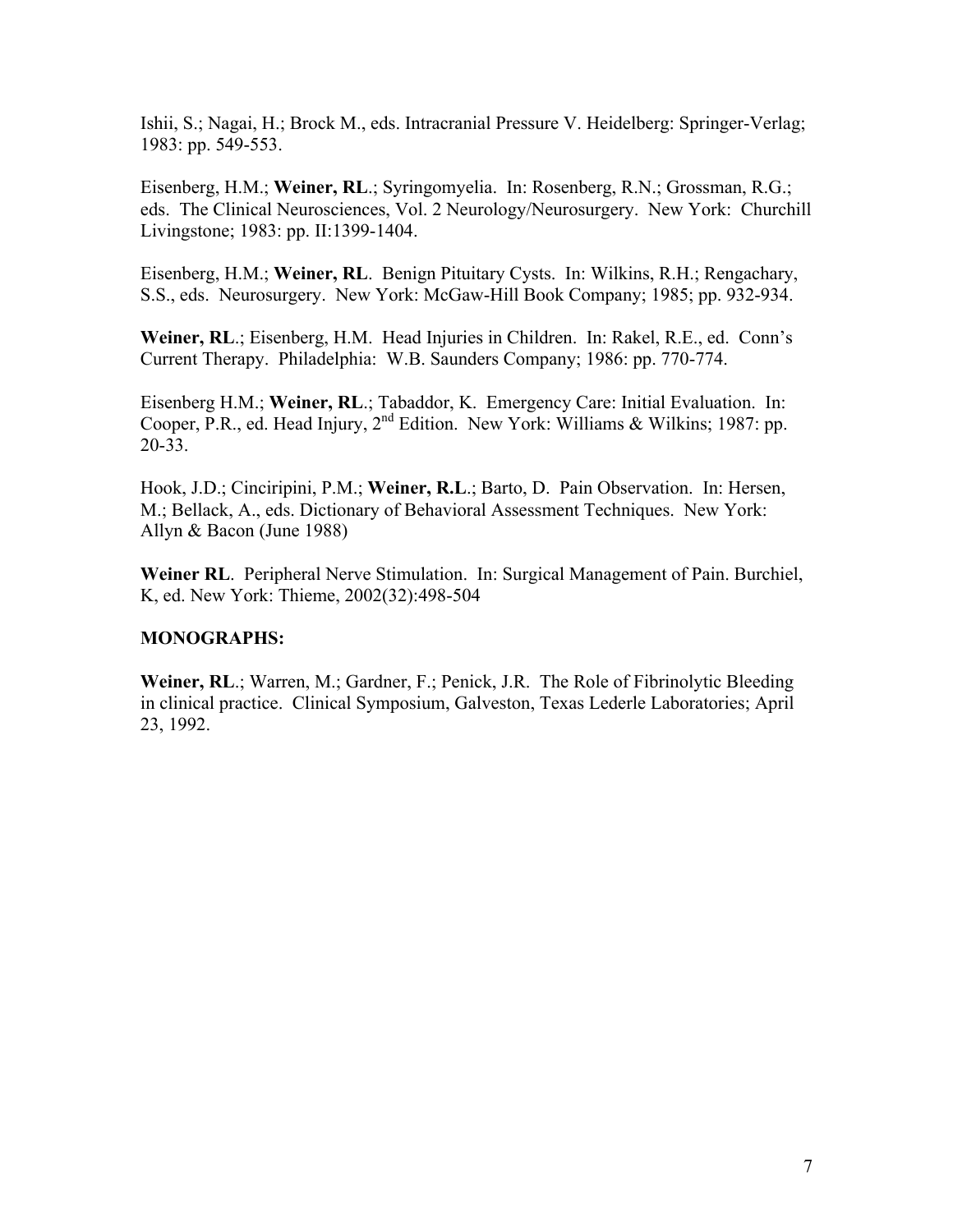Ishii, S.; Nagai, H.; Brock M., eds. Intracranial Pressure V. Heidelberg: Springer-Verlag; 1983: pp. 549-553.

Eisenberg, H.M.; **Weiner, RL**.; Syringomyelia. In: Rosenberg, R.N.; Grossman, R.G.; eds. The Clinical Neurosciences, Vol. 2 Neurology/Neurosurgery. New York: Churchill Livingstone; 1983: pp. II:1399-1404.

Eisenberg, H.M.; **Weiner, RL**. Benign Pituitary Cysts. In: Wilkins, R.H.; Rengachary, S.S., eds. Neurosurgery. New York: McGaw-Hill Book Company; 1985; pp. 932-934.

**Weiner, RL**.; Eisenberg, H.M. Head Injuries in Children. In: Rakel, R.E., ed. Conn's Current Therapy. Philadelphia: W.B. Saunders Company; 1986: pp. 770-774.

Eisenberg H.M.; **Weiner, RL**.; Tabaddor, K. Emergency Care: Initial Evaluation. In: Cooper, P.R., ed. Head Injury, 2nd Edition. New York: Williams & Wilkins; 1987: pp. 20-33.

Hook, J.D.; Cinciripini, P.M.; **Weiner, R.L**.; Barto, D. Pain Observation. In: Hersen, M.; Bellack, A., eds. Dictionary of Behavioral Assessment Techniques. New York: Allyn & Bacon (June 1988)

**Weiner RL**. Peripheral Nerve Stimulation. In: Surgical Management of Pain. Burchiel, K, ed. New York: Thieme, 2002(32):498-504

**MONOGRAPHS:**

**Weiner, RL**.; Warren, M.; Gardner, F.; Penick, J.R. The Role of Fibrinolytic Bleeding in clinical practice. Clinical Symposium, Galveston, Texas Lederle Laboratories; April 23, 1992.